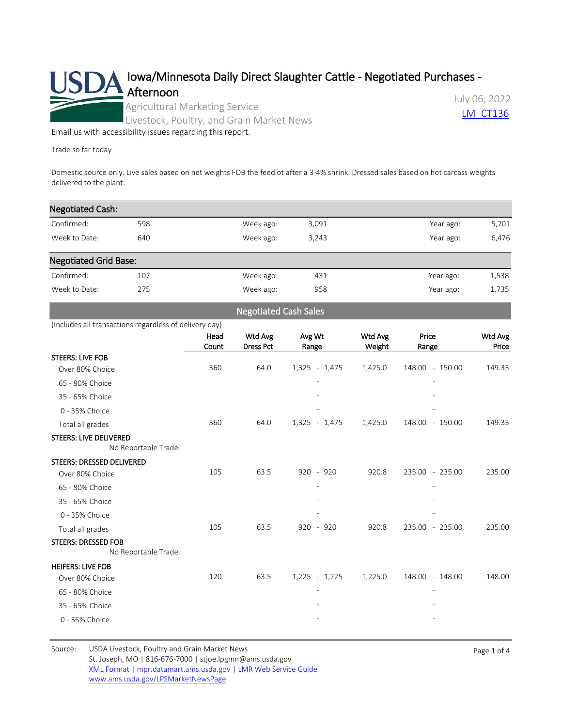# Iowa/Minnesota Daily Direct Slaughter Cattle - Negotiated Purchases - Afternoon

Agricultural Marketing Service
Livestock, Poultry, and Grain Market News

July 06, 2022
LM_CT136

Email us with accessibility issues regarding this report.

Trade so far today

Domestic source only. Live sales based on net weights FOB the feedlot after a 3-4% shrink. Dressed sales based on hot carcass weights delivered to the plant.

## Negotiated Cash:

| | | | | | |
|---|---|---|---|---|---|
| Confirmed: | 598 | Week ago: | 3,091 | Year ago: | 5,701 |
| Week to Date: | 640 | Week ago: | 3,243 | Year ago: | 6,476 |

## Negotiated Grid Base:

| | | | | | |
|---|---|---|---|---|---|
| Confirmed: | 107 | Week ago: | 431 | Year ago: | 1,538 |
| Week to Date: | 275 | Week ago: | 958 | Year ago: | 1,735 |

## Negotiated Cash Sales

(Includes all transactions regardless of delivery day)

| | Head Count | Wtd Avg Dress Pct | Avg Wt Range | Wtd Avg Weight | Price Range | Wtd Avg Price |
|---|---|---|---|---|---|---|
| **STEERS: LIVE FOB** | | | | | | |
| Over 80% Choice | 360 | 64.0 | 1,325 - 1,475 | 1,425.0 | 148.00 - 150.00 | 149.33 |
| 65 - 80% Choice | | | - | | - | |
| 35 - 65% Choice | | | - | | - | |
| 0 - 35% Choice | | | - | | - | |
| Total all grades | 360 | 64.0 | 1,325 - 1,475 | 1,425.0 | 148.00 - 150.00 | 149.33 |
| **STEERS: LIVE DELIVERED** | | | | | | |
| No Reportable Trade. | | | | | | |
| **STEERS: DRESSED DELIVERED** | | | | | | |
| Over 80% Choice | 105 | 63.5 | 920 - 920 | 920.8 | 235.00 - 235.00 | 235.00 |
| 65 - 80% Choice | | | - | | - | |
| 35 - 65% Choice | | | - | | - | |
| 0 - 35% Choice | | | - | | - | |
| Total all grades | 105 | 63.5 | 920 - 920 | 920.8 | 235.00 - 235.00 | 235.00 |
| **STEERS: DRESSED FOB** | | | | | | |
| No Reportable Trade. | | | | | | |
| **HEIFERS: LIVE FOB** | | | | | | |
| Over 80% Choice | 120 | 63.5 | 1,225 - 1,225 | 1,225.0 | 148.00 - 148.00 | 148.00 |
| 65 - 80% Choice | | | - | | - | |
| 35 - 65% Choice | | | - | | - | |
| 0 - 35% Choice | | | - | | - | |

Source: USDA Livestock, Poultry and Grain Market News
St. Joseph, MO | 816-676-7000 | stjoe.lpgmn@ams.usda.gov
XML Format | mpr.datamart.ams.usda.gov | LMR Web Service Guide
www.ams.usda.gov/LPSMarketNewsPage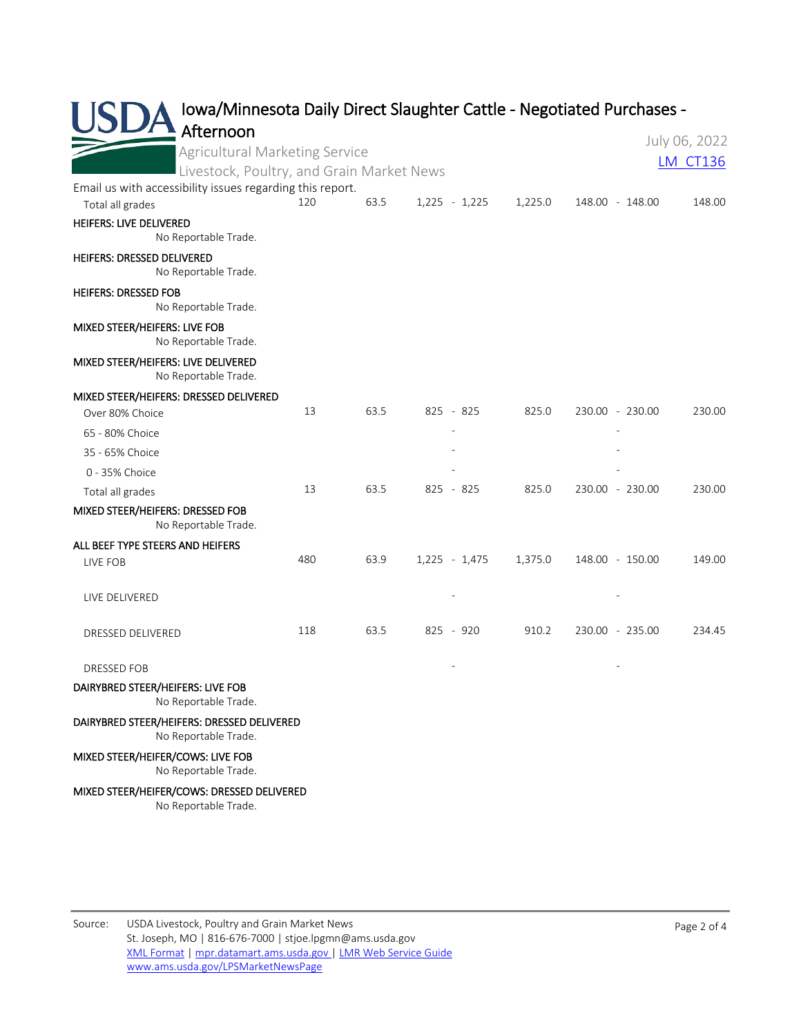# Iowa/Minnesota Daily Direct Slaughter Cattle - Negotiated Purchases - Afternoon

Agricultural Marketing Service
Livestock, Poultry, and Grain Market News

July 06, 2022
LM_CT136

Email us with accessibility issues regarding this report.

| | Head Count | Dress Pct | Weight Range | Avg Weight | Price Range | Avg Price |
|---|---|---|---|---|---|---|
| Total all grades | 120 | 63.5 | 1,225 - 1,225 | 1,225.0 | 148.00 - 148.00 | 148.00 |

**HEIFERS: LIVE DELIVERED**
No Reportable Trade.

**HEIFERS: DRESSED DELIVERED**
No Reportable Trade.

**HEIFERS: DRESSED FOB**
No Reportable Trade.

**MIXED STEER/HEIFERS: LIVE FOB**
No Reportable Trade.

**MIXED STEER/HEIFERS: LIVE DELIVERED**
No Reportable Trade.

**MIXED STEER/HEIFERS: DRESSED DELIVERED**

| | Head Count | Dress Pct | Weight Range | Avg Weight | Price Range | Avg Price |
|---|---|---|---|---|---|---|
| Over 80% Choice | 13 | 63.5 | 825 - 825 | 825.0 | 230.00 - 230.00 | 230.00 |
| 65 - 80% Choice | | | - | | - | |
| 35 - 65% Choice | | | - | | - | |
| 0 - 35% Choice | | | - | | - | |
| Total all grades | 13 | 63.5 | 825 - 825 | 825.0 | 230.00 - 230.00 | 230.00 |

**MIXED STEER/HEIFERS: DRESSED FOB**
No Reportable Trade.

**ALL BEEF TYPE STEERS AND HEIFERS**

| | Head Count | Dress Pct | Weight Range | Avg Weight | Price Range | Avg Price |
|---|---|---|---|---|---|---|
| LIVE FOB | 480 | 63.9 | 1,225 - 1,475 | 1,375.0 | 148.00 - 150.00 | 149.00 |
| LIVE DELIVERED | | | - | | - | |
| DRESSED DELIVERED | 118 | 63.5 | 825 - 920 | 910.2 | 230.00 - 235.00 | 234.45 |
| DRESSED FOB | | | - | | - | |

**DAIRYBRED STEER/HEIFERS: LIVE FOB**
No Reportable Trade.

**DAIRYBRED STEER/HEIFERS: DRESSED DELIVERED**
No Reportable Trade.

**MIXED STEER/HEIFER/COWS: LIVE FOB**
No Reportable Trade.

**MIXED STEER/HEIFER/COWS: DRESSED DELIVERED**
No Reportable Trade.

Source: USDA Livestock, Poultry and Grain Market News
St. Joseph, MO | 816-676-7000 | stjoe.lpgmn@ams.usda.gov
XML Format | mpr.datamart.ams.usda.gov | LMR Web Service Guide
www.ams.usda.gov/LPSMarketNewsPage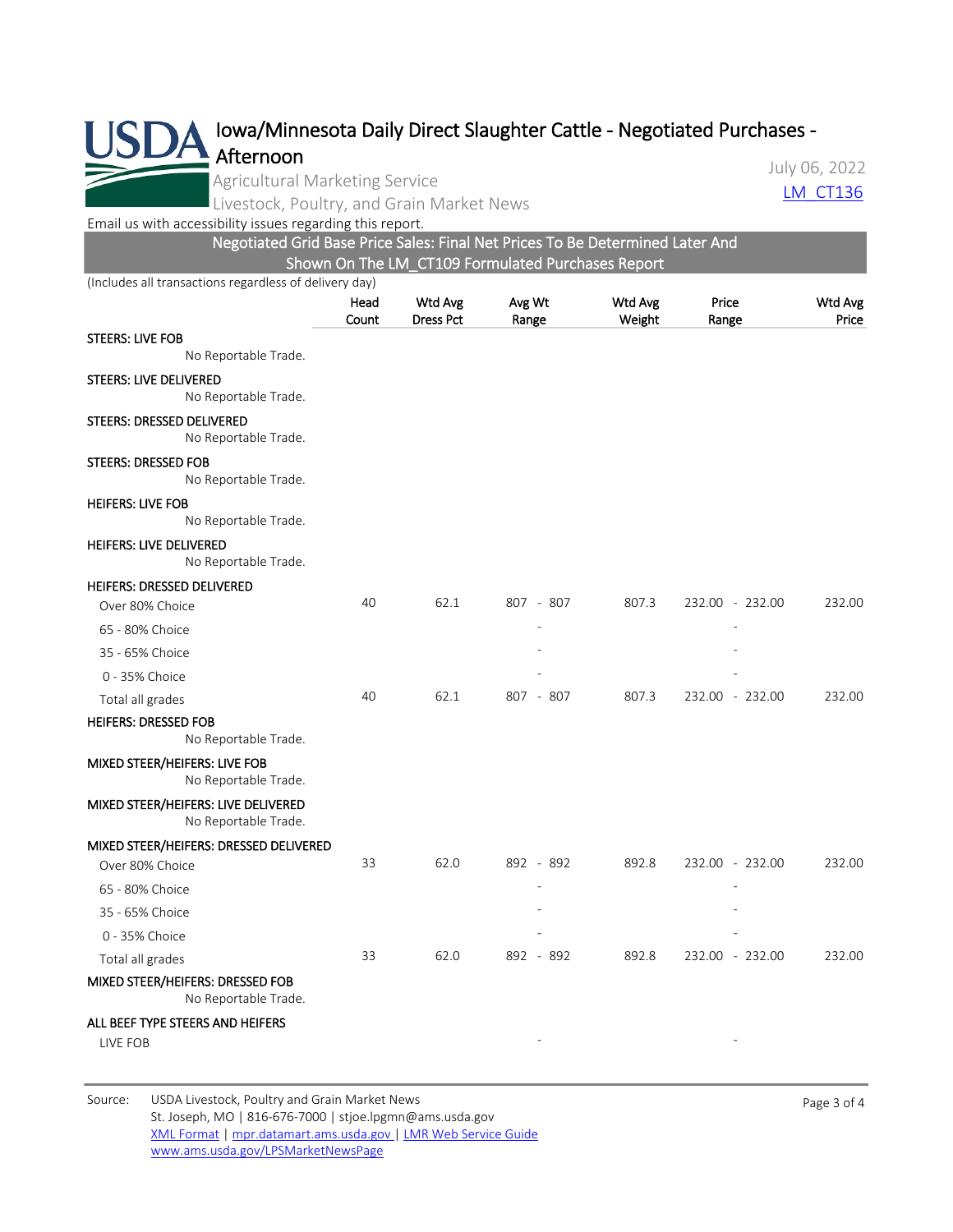# Iowa/Minnesota Daily Direct Slaughter Cattle - Negotiated Purchases - Afternoon

Agricultural Marketing Service

Livestock, Poultry, and Grain Market News

July 06, 2022

LM_CT136

Email us with accessibility issues regarding this report.

## Negotiated Grid Base Price Sales: Final Net Prices To Be Determined Later And Shown On The LM_CT109 Formulated Purchases Report

(Includes all transactions regardless of delivery day)

| | Head Count | Wtd Avg Dress Pct | Avg Wt Range | Wtd Avg Weight | Price Range | Wtd Avg Price |
|---|---|---|---|---|---|---|
| **STEERS: LIVE FOB** | | | | | | |
| No Reportable Trade. | | | | | | |
| **STEERS: LIVE DELIVERED** | | | | | | |
| No Reportable Trade. | | | | | | |
| **STEERS: DRESSED DELIVERED** | | | | | | |
| No Reportable Trade. | | | | | | |
| **STEERS: DRESSED FOB** | | | | | | |
| No Reportable Trade. | | | | | | |
| **HEIFERS: LIVE FOB** | | | | | | |
| No Reportable Trade. | | | | | | |
| **HEIFERS: LIVE DELIVERED** | | | | | | |
| No Reportable Trade. | | | | | | |
| **HEIFERS: DRESSED DELIVERED** | | | | | | |
| Over 80% Choice | 40 | 62.1 | 807 - 807 | 807.3 | 232.00 - 232.00 | 232.00 |
| 65 - 80% Choice | | | - | | - | |
| 35 - 65% Choice | | | - | | - | |
| 0 - 35% Choice | | | - | | - | |
| Total all grades | 40 | 62.1 | 807 - 807 | 807.3 | 232.00 - 232.00 | 232.00 |
| **HEIFERS: DRESSED FOB** | | | | | | |
| No Reportable Trade. | | | | | | |
| **MIXED STEER/HEIFERS: LIVE FOB** | | | | | | |
| No Reportable Trade. | | | | | | |
| **MIXED STEER/HEIFERS: LIVE DELIVERED** | | | | | | |
| No Reportable Trade. | | | | | | |
| **MIXED STEER/HEIFERS: DRESSED DELIVERED** | | | | | | |
| Over 80% Choice | 33 | 62.0 | 892 - 892 | 892.8 | 232.00 - 232.00 | 232.00 |
| 65 - 80% Choice | | | - | | - | |
| 35 - 65% Choice | | | - | | - | |
| 0 - 35% Choice | | | - | | - | |
| Total all grades | 33 | 62.0 | 892 - 892 | 892.8 | 232.00 - 232.00 | 232.00 |
| **MIXED STEER/HEIFERS: DRESSED FOB** | | | | | | |
| No Reportable Trade. | | | | | | |
| **ALL BEEF TYPE STEERS AND HEIFERS** | | | | | | |
| LIVE FOB | | | - | | - | |

Source: USDA Livestock, Poultry and Grain Market News
St. Joseph, MO | 816-676-7000 | stjoe.lpgmn@ams.usda.gov
XML Format | mpr.datamart.ams.usda.gov | LMR Web Service Guide
www.ams.usda.gov/LPSMarketNewsPage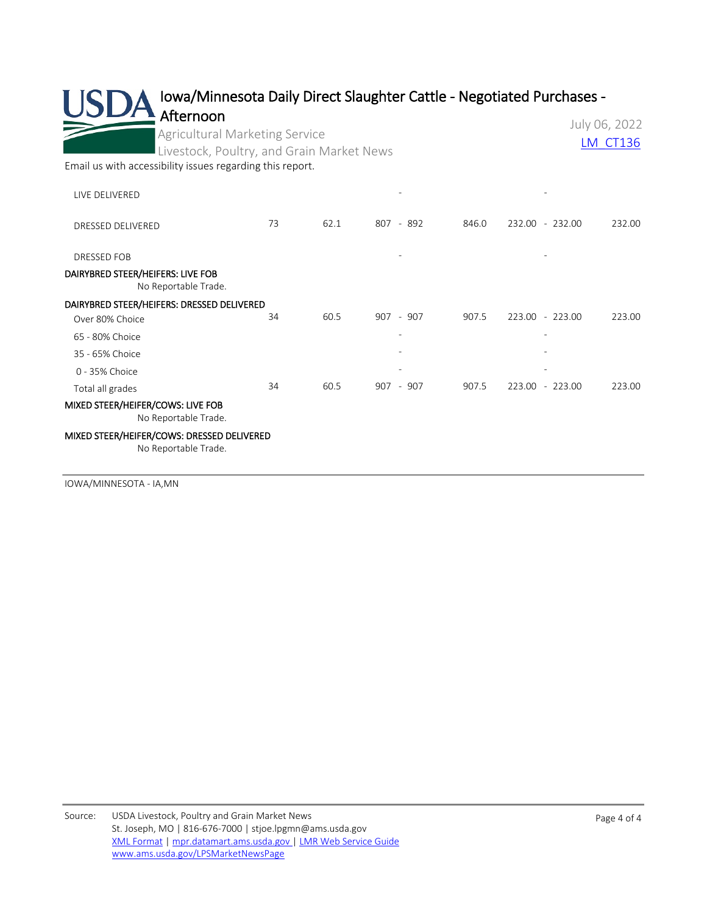# Iowa/Minnesota Daily Direct Slaughter Cattle - Negotiated Purchases - Afternoon

Agricultural Marketing Service
Livestock, Poultry, and Grain Market News

July 06, 2022
LM_CT136

Email us with accessibility issues regarding this report.

| | | | | | | |
|---|---|---|---|---|---|---|
| LIVE DELIVERED | | | - | | - | |
| DRESSED DELIVERED | 73 | 62.1 | 807 - 892 | 846.0 | 232.00 - 232.00 | 232.00 |
| DRESSED FOB | | | - | | - | |
| **DAIRYBRED STEER/HEIFERS: LIVE FOB** | | | | | | |
| No Reportable Trade. | | | | | | |
| **DAIRYBRED STEER/HEIFERS: DRESSED DELIVERED** | | | | | | |
| Over 80% Choice | 34 | 60.5 | 907 - 907 | 907.5 | 223.00 - 223.00 | 223.00 |
| 65 - 80% Choice | | | - | | - | |
| 35 - 65% Choice | | | - | | - | |
| 0 - 35% Choice | | | - | | - | |
| Total all grades | 34 | 60.5 | 907 - 907 | 907.5 | 223.00 - 223.00 | 223.00 |
| **MIXED STEER/HEIFER/COWS: LIVE FOB** | | | | | | |
| No Reportable Trade. | | | | | | |
| **MIXED STEER/HEIFER/COWS: DRESSED DELIVERED** | | | | | | |
| No Reportable Trade. | | | | | | |

IOWA/MINNESOTA - IA,MN

Source: USDA Livestock, Poultry and Grain Market News
St. Joseph, MO | 816-676-7000 | stjoe.lpgmn@ams.usda.gov
XML Format | mpr.datamart.ams.usda.gov | LMR Web Service Guide
www.ams.usda.gov/LPSMarketNewsPage